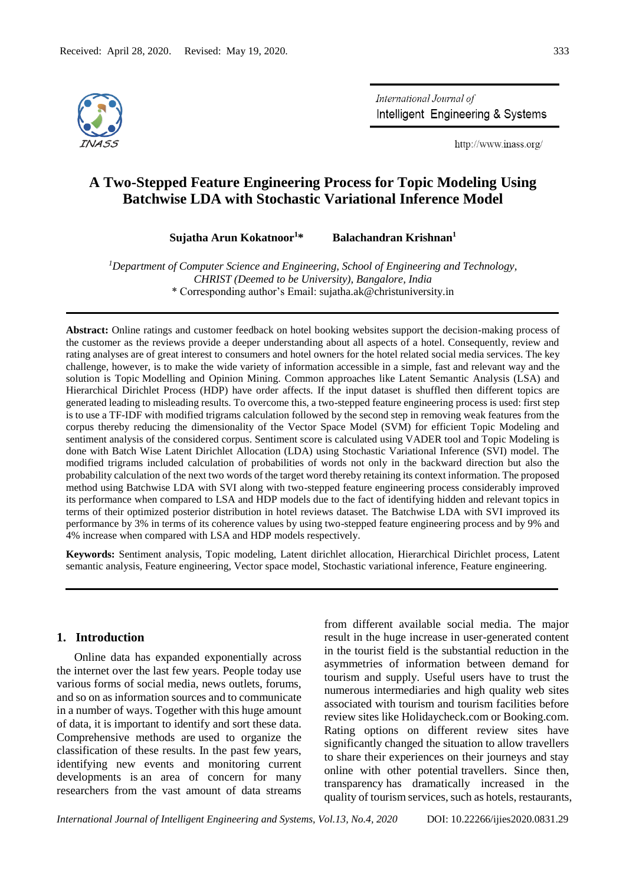Received: April 28, 2020. Revised: May 19, 2020.

# A Two-Stepped Feature Engineering Process for Topic Modeling Using Batchwise LDA with Stochastic Variational Inference Model

**Sujatha Arun Kokatnoor[1]\*** **Balachandran Krishnan[1]**

[1]*Department of Computer Science and Engineering, School of Engineering and Technology, CHRIST (Deemed to be University), Bangalore, India*
\* Corresponding author's Email: sujatha.ak@christuniversity.in

**Abstract:** Online ratings and customer feedback on hotel booking websites support the decision-making process of the customer as the reviews provide a deeper understanding about all aspects of a hotel. Consequently, review and rating analyses are of great interest to consumers and hotel owners for the hotel related social media services. The key challenge, however, is to make the wide variety of information accessible in a simple, fast and relevant way and the solution is Topic Modelling and Opinion Mining. Common approaches like Latent Semantic Analysis (LSA) and Hierarchical Dirichlet Process (HDP) have order affects. If the input dataset is shuffled then different topics are generated leading to misleading results. To overcome this, a two-stepped feature engineering process is used: first step is to use a TF-IDF with modified trigrams calculation followed by the second step in removing weak features from the corpus thereby reducing the dimensionality of the Vector Space Model (SVM) for efficient Topic Modeling and sentiment analysis of the considered corpus. Sentiment score is calculated using VADER tool and Topic Modeling is done with Batch Wise Latent Dirichlet Allocation (LDA) using Stochastic Variational Inference (SVI) model. The modified trigrams included calculation of probabilities of words not only in the backward direction but also the probability calculation of the next two words of the target word thereby retaining its context information. The proposed method using Batchwise LDA with SVI along with two-stepped feature engineering process considerably improved its performance when compared to LSA and HDP models due to the fact of identifying hidden and relevant topics in terms of their optimized posterior distribution in hotel reviews dataset. The Batchwise LDA with SVI improved its performance by 3% in terms of its coherence values by using two-stepped feature engineering process and by 9% and 4% increase when compared with LSA and HDP models respectively.

**Keywords:** Sentiment analysis, Topic modeling, Latent dirichlet allocation, Hierarchical Dirichlet process, Latent semantic analysis, Feature engineering, Vector space model, Stochastic variational inference, Feature engineering.

## 1. Introduction

Online data has expanded exponentially across the internet over the last few years. People today use various forms of social media, news outlets, forums, and so on as information sources and to communicate in a number of ways. Together with this huge amount of data, it is important to identify and sort these data. Comprehensive methods are used to organize the classification of these results. In the past few years, identifying new events and monitoring current developments is an area of concern for many researchers from the vast amount of data streams from different available social media. The major result in the huge increase in user-generated content in the tourist field is the substantial reduction in the asymmetries of information between demand for tourism and supply. Useful users have to trust the numerous intermediaries and high quality web sites associated with tourism and tourism facilities before review sites like Holidaycheck.com or Booking.com. Rating options on different review sites have significantly changed the situation to allow travellers to share their experiences on their journeys and stay online with other potential travellers. Since then, transparency has dramatically increased in the quality of tourism services, such as hotels, restaurants,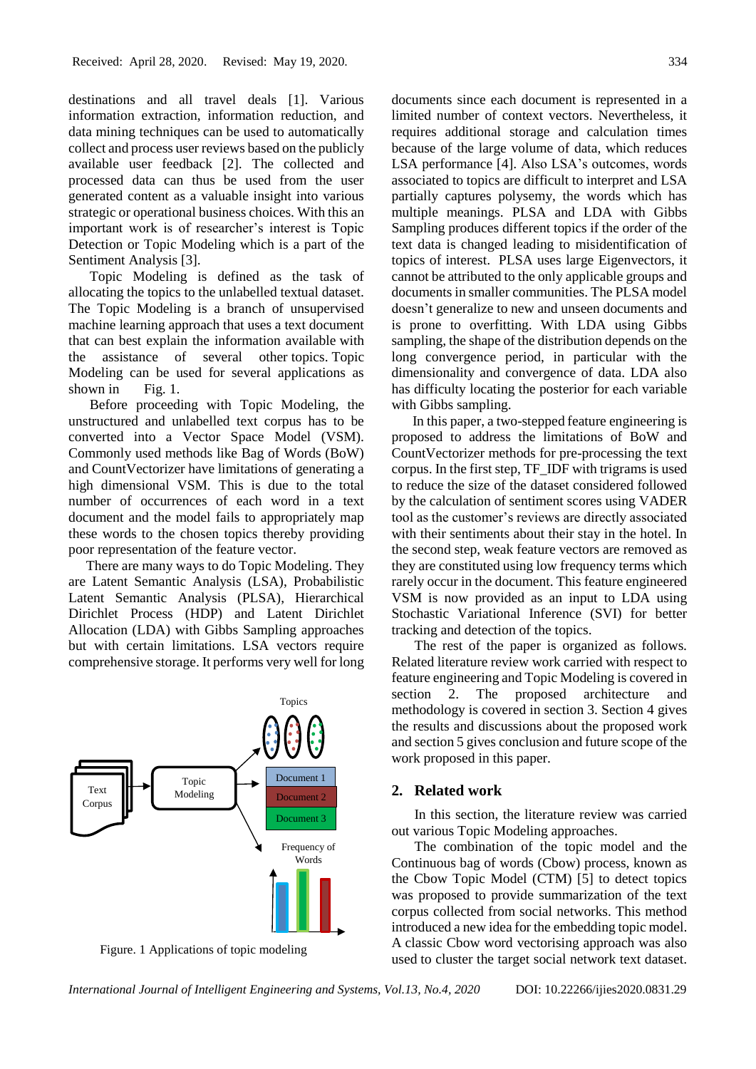destinations and all travel deals [1]. Various information extraction, information reduction, and data mining techniques can be used to automatically collect and process user reviews based on the publicly available user feedback [2]. The collected and processed data can thus be used from the user generated content as a valuable insight into various strategic or operational business choices. With this an important work is of researcher's interest is Topic Detection or Topic Modeling which is a part of the Sentiment Analysis [3].

Topic Modeling is defined as the task of allocating the topics to the unlabelled textual dataset. The Topic Modeling is a branch of unsupervised machine learning approach that uses a text document that can best explain the information available with the assistance of several other topics. Topic Modeling can be used for several applications as shown in Fig. 1.

Before proceeding with Topic Modeling, the unstructured and unlabelled text corpus has to be converted into a Vector Space Model (VSM). Commonly used methods like Bag of Words (BoW) and CountVectorizer have limitations of generating a high dimensional VSM. This is due to the total number of occurrences of each word in a text document and the model fails to appropriately map these words to the chosen topics thereby providing poor representation of the feature vector.

There are many ways to do Topic Modeling. They are Latent Semantic Analysis (LSA), Probabilistic Latent Semantic Analysis (PLSA), Hierarchical Dirichlet Process (HDP) and Latent Dirichlet Allocation (LDA) with Gibbs Sampling approaches but with certain limitations. LSA vectors require comprehensive storage. It performs very well for long documents since each document is represented in a limited number of context vectors. Nevertheless, it requires additional storage and calculation times because of the large volume of data, which reduces LSA performance [4]. Also LSA's outcomes, words associated to topics are difficult to interpret and LSA partially captures polysemy, the words which has multiple meanings. PLSA and LDA with Gibbs Sampling produces different topics if the order of the text data is changed leading to misidentification of topics of interest. PLSA uses large Eigenvectors, it cannot be attributed to the only applicable groups and documents in smaller communities. The PLSA model doesn't generalize to new and unseen documents and is prone to overfitting. With LDA using Gibbs sampling, the shape of the distribution depends on the long convergence period, in particular with the dimensionality and convergence of data. LDA also has difficulty locating the posterior for each variable with Gibbs sampling.

Figure. 1 Applications of topic modeling

In this paper, a two-stepped feature engineering is proposed to address the limitations of BoW and CountVectorizer methods for pre-processing the text corpus. In the first step, TF_IDF with trigrams is used to reduce the size of the dataset considered followed by the calculation of sentiment scores using VADER tool as the customer's reviews are directly associated with their sentiments about their stay in the hotel. In the second step, weak feature vectors are removed as they are constituted using low frequency terms which rarely occur in the document. This feature engineered VSM is now provided as an input to LDA using Stochastic Variational Inference (SVI) for better tracking and detection of the topics.

The rest of the paper is organized as follows. Related literature review work carried with respect to feature engineering and Topic Modeling is covered in section 2. The proposed architecture and methodology is covered in section 3. Section 4 gives the results and discussions about the proposed work and section 5 gives conclusion and future scope of the work proposed in this paper.

## 2. Related work

In this section, the literature review was carried out various Topic Modeling approaches.

The combination of the topic model and the Continuous bag of words (Cbow) process, known as the Cbow Topic Model (CTM) [5] to detect topics was proposed to provide summarization of the text corpus collected from social networks. This method introduced a new idea for the embedding topic model. A classic Cbow word vectorising approach was also used to cluster the target social network text dataset.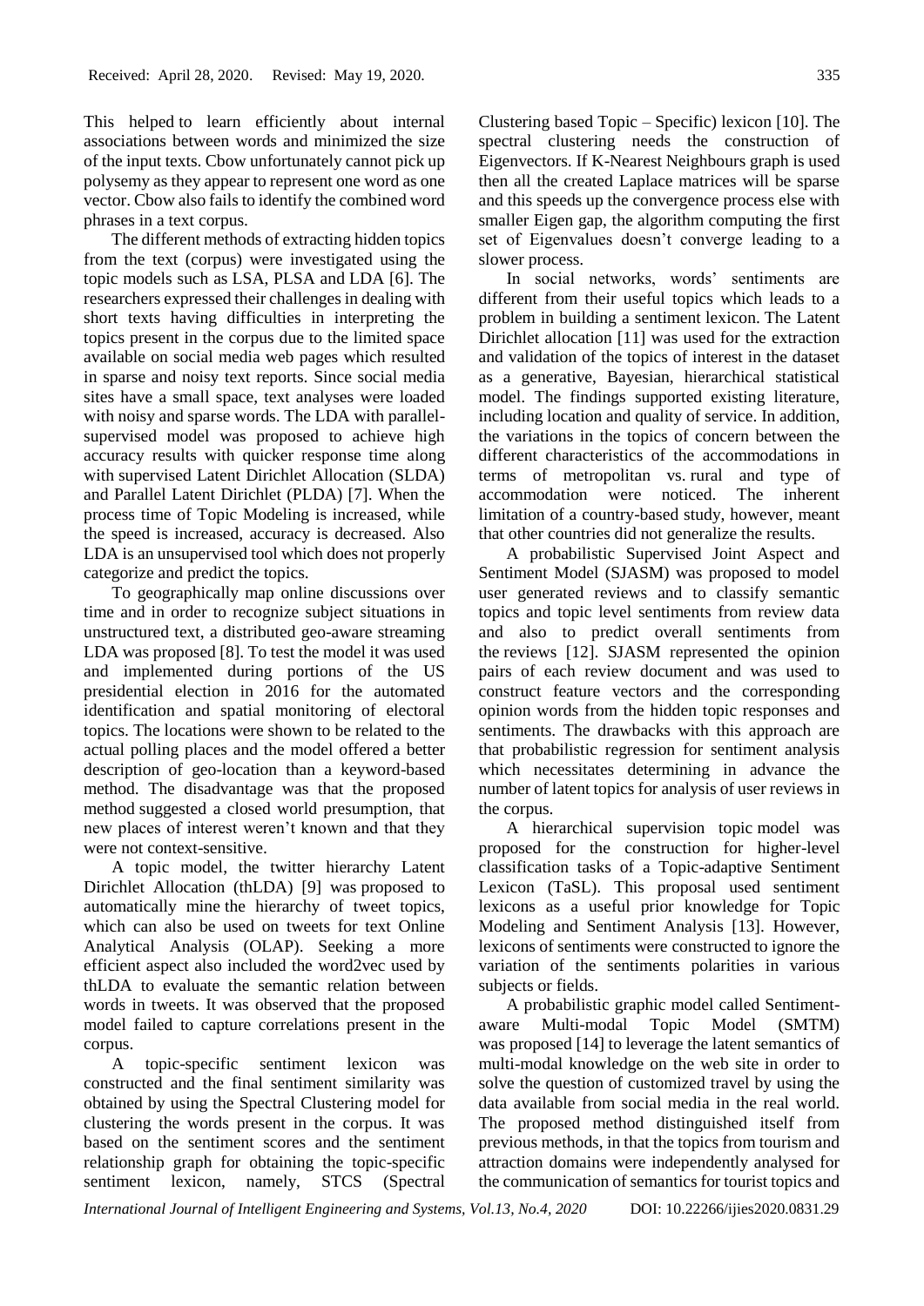This helped to learn efficiently about internal associations between words and minimized the size of the input texts. Cbow unfortunately cannot pick up polysemy as they appear to represent one word as one vector. Cbow also fails to identify the combined word phrases in a text corpus.

The different methods of extracting hidden topics from the text (corpus) were investigated using the topic models such as LSA, PLSA and LDA [6]. The researchers expressed their challenges in dealing with short texts having difficulties in interpreting the topics present in the corpus due to the limited space available on social media web pages which resulted in sparse and noisy text reports. Since social media sites have a small space, text analyses were loaded with noisy and sparse words. The LDA with parallel-supervised model was proposed to achieve high accuracy results with quicker response time along with supervised Latent Dirichlet Allocation (SLDA) and Parallel Latent Dirichlet (PLDA) [7]. When the process time of Topic Modeling is increased, while the speed is increased, accuracy is decreased. Also LDA is an unsupervised tool which does not properly categorize and predict the topics.

To geographically map online discussions over time and in order to recognize subject situations in unstructured text, a distributed geo-aware streaming LDA was proposed [8]. To test the model it was used and implemented during portions of the US presidential election in 2016 for the automated identification and spatial monitoring of electoral topics. The locations were shown to be related to the actual polling places and the model offered a better description of geo-location than a keyword-based method. The disadvantage was that the proposed method suggested a closed world presumption, that new places of interest weren't known and that they were not context-sensitive.

A topic model, the twitter hierarchy Latent Dirichlet Allocation (thLDA) [9] was proposed to automatically mine the hierarchy of tweet topics, which can also be used on tweets for text Online Analytical Analysis (OLAP). Seeking a more efficient aspect also included the word2vec used by thLDA to evaluate the semantic relation between words in tweets. It was observed that the proposed model failed to capture correlations present in the corpus.

A topic-specific sentiment lexicon was constructed and the final sentiment similarity was obtained by using the Spectral Clustering model for clustering the words present in the corpus. It was based on the sentiment scores and the sentiment relationship graph for obtaining the topic-specific sentiment lexicon, namely, STCS (Spectral Clustering based Topic – Specific) lexicon [10]. The spectral clustering needs the construction of Eigenvectors. If K-Nearest Neighbours graph is used then all the created Laplace matrices will be sparse and this speeds up the convergence process else with smaller Eigen gap, the algorithm computing the first set of Eigenvalues doesn't converge leading to a slower process.

In social networks, words' sentiments are different from their useful topics which leads to a problem in building a sentiment lexicon. The Latent Dirichlet allocation [11] was used for the extraction and validation of the topics of interest in the dataset as a generative, Bayesian, hierarchical statistical model. The findings supported existing literature, including location and quality of service. In addition, the variations in the topics of concern between the different characteristics of the accommodations in terms of metropolitan vs. rural and type of accommodation were noticed. The inherent limitation of a country-based study, however, meant that other countries did not generalize the results.

A probabilistic Supervised Joint Aspect and Sentiment Model (SJASM) was proposed to model user generated reviews and to classify semantic topics and topic level sentiments from review data and also to predict overall sentiments from the reviews [12]. SJASM represented the opinion pairs of each review document and was used to construct feature vectors and the corresponding opinion words from the hidden topic responses and sentiments. The drawbacks with this approach are that probabilistic regression for sentiment analysis which necessitates determining in advance the number of latent topics for analysis of user reviews in the corpus.

A hierarchical supervision topic model was proposed for the construction for higher-level classification tasks of a Topic-adaptive Sentiment Lexicon (TaSL). This proposal used sentiment lexicons as a useful prior knowledge for Topic Modeling and Sentiment Analysis [13]. However, lexicons of sentiments were constructed to ignore the variation of the sentiments polarities in various subjects or fields.

A probabilistic graphic model called Sentiment-aware Multi-modal Topic Model (SMTM) was proposed [14] to leverage the latent semantics of multi-modal knowledge on the web site in order to solve the question of customized travel by using the data available from social media in the real world. The proposed method distinguished itself from previous methods, in that the topics from tourism and attraction domains were independently analysed for the communication of semantics for tourist topics and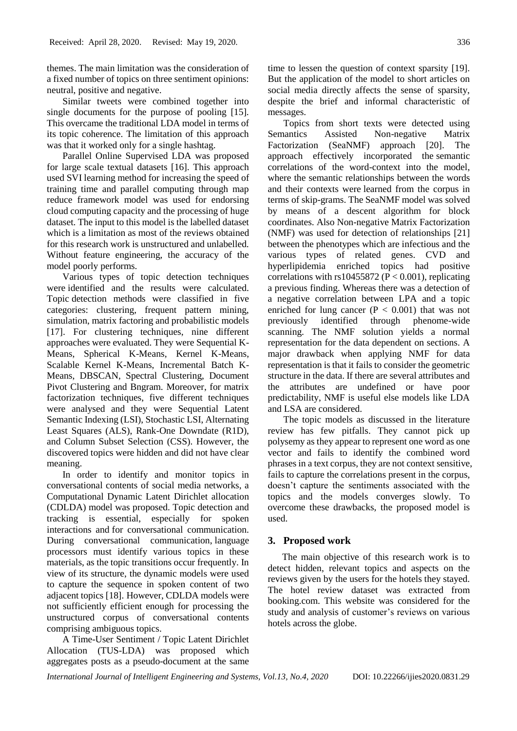themes. The main limitation was the consideration of a fixed number of topics on three sentiment opinions: neutral, positive and negative.

Similar tweets were combined together into single documents for the purpose of pooling [15]. This overcame the traditional LDA model in terms of its topic coherence. The limitation of this approach was that it worked only for a single hashtag.

Parallel Online Supervised LDA was proposed for large scale textual datasets [16]. This approach used SVI learning method for increasing the speed of training time and parallel computing through map reduce framework model was used for endorsing cloud computing capacity and the processing of huge dataset. The input to this model is the labelled dataset which is a limitation as most of the reviews obtained for this research work is unstructured and unlabelled. Without feature engineering, the accuracy of the model poorly performs.

Various types of topic detection techniques were identified and the results were calculated. Topic detection methods were classified in five categories: clustering, frequent pattern mining, simulation, matrix factoring and probabilistic models [17]. For clustering techniques, nine different approaches were evaluated. They were Sequential K-Means, Spherical K-Means, Kernel K-Means, Scalable Kernel K-Means, Incremental Batch K-Means, DBSCAN, Spectral Clustering, Document Pivot Clustering and Bngram. Moreover, for matrix factorization techniques, five different techniques were analysed and they were Sequential Latent Semantic Indexing (LSI), Stochastic LSI, Alternating Least Squares (ALS), Rank-One Downdate (R1D), and Column Subset Selection (CSS). However, the discovered topics were hidden and did not have clear meaning.

In order to identify and monitor topics in conversational contents of social media networks, a Computational Dynamic Latent Dirichlet allocation (CDLDA) model was proposed. Topic detection and tracking is essential, especially for spoken interactions and for conversational communication. During conversational communication, language processors must identify various topics in these materials, as the topic transitions occur frequently. In view of its structure, the dynamic models were used to capture the sequence in spoken content of two adjacent topics [18]. However, CDLDA models were not sufficiently efficient enough for processing the unstructured corpus of conversational contents comprising ambiguous topics.

A Time-User Sentiment / Topic Latent Dirichlet Allocation (TUS-LDA) was proposed which aggregates posts as a pseudo-document at the same time to lessen the question of context sparsity [19]. But the application of the model to short articles on social media directly affects the sense of sparsity, despite the brief and informal characteristic of messages.

Topics from short texts were detected using Semantics Assisted Non-negative Matrix Factorization (SeaNMF) approach [20]. The approach effectively incorporated the semantic correlations of the word-context into the model, where the semantic relationships between the words and their contexts were learned from the corpus in terms of skip-grams. The SeaNMF model was solved by means of a descent algorithm for block coordinates. Also Non-negative Matrix Factorization (NMF) was used for detection of relationships [21] between the phenotypes which are infectious and the various types of related genes. CVD and hyperlipidemia enriched topics had positive correlations with rs10455872 ($P < 0.001$), replicating a previous finding. Whereas there was a detection of a negative correlation between LPA and a topic enriched for lung cancer ($P < 0.001$) that was not previously identified through phenome-wide scanning. The NMF solution yields a normal representation for the data dependent on sections. A major drawback when applying NMF for data representation is that it fails to consider the geometric structure in the data. If there are several attributes and the attributes are undefined or have poor predictability, NMF is useful else models like LDA and LSA are considered.

The topic models as discussed in the literature review has few pitfalls. They cannot pick up polysemy as they appear to represent one word as one vector and fails to identify the combined word phrases in a text corpus, they are not context sensitive, fails to capture the correlations present in the corpus, doesn't capture the sentiments associated with the topics and the models converges slowly. To overcome these drawbacks, the proposed model is used.

## 3. Proposed work

The main objective of this research work is to detect hidden, relevant topics and aspects on the reviews given by the users for the hotels they stayed. The hotel review dataset was extracted from booking.com. This website was considered for the study and analysis of customer's reviews on various hotels across the globe.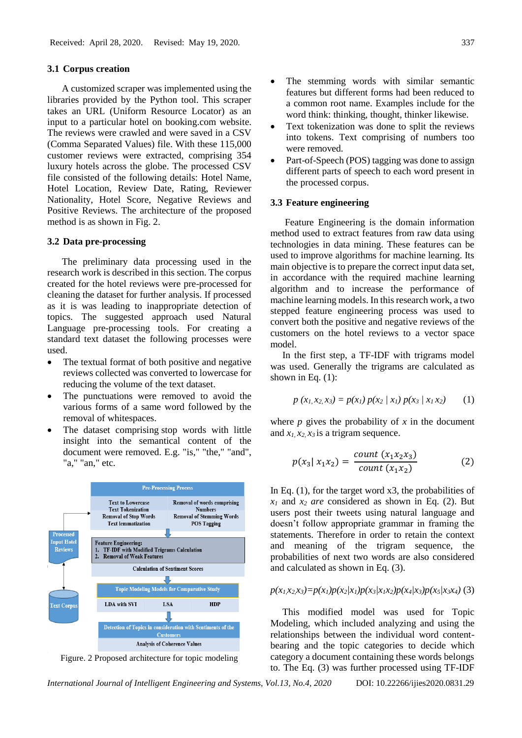### 3.1 Corpus creation

A customized scraper was implemented using the libraries provided by the Python tool. This scraper takes an URL (Uniform Resource Locator) as an input to a particular hotel on booking.com website. The reviews were crawled and were saved in a CSV (Comma Separated Values) file. With these 115,000 customer reviews were extracted, comprising 354 luxury hotels across the globe. The processed CSV file consisted of the following details: Hotel Name, Hotel Location, Review Date, Rating, Reviewer Nationality, Hotel Score, Negative Reviews and Positive Reviews. The architecture of the proposed method is as shown in Fig. 2.

### 3.2 Data pre-processing

The preliminary data processing used in the research work is described in this section. The corpus created for the hotel reviews were pre-processed for cleaning the dataset for further analysis. If processed as it is was leading to inappropriate detection of topics. The suggested approach used Natural Language pre-processing tools. For creating a standard text dataset the following processes were used.

- The textual format of both positive and negative reviews collected was converted to lowercase for reducing the volume of the text dataset.
- The punctuations were removed to avoid the various forms of a same word followed by the removal of whitespaces.
- The dataset comprising stop words with little insight into the semantical content of the document were removed. E.g. "is," "the," "and", "a," "an," etc.
- The stemming words with similar semantic features but different forms had been reduced to a common root name. Examples include for the word think: thinking, thought, thinker likewise.
- Text tokenization was done to split the reviews into tokens. Text comprising of numbers too were removed.
- Part-of-Speech (POS) tagging was done to assign different parts of speech to each word present in the processed corpus.

Pre-Processing Process: Text to Lowercase; Text Tokenization; Removal of Stop Words; Text lemmatization; Removal of words comprising Numbers; Removal of Stemming Words; POS Tagging

Processed Input Hotel Reviews

Feature Engineering: 1. TF-IDF with Modified Trigrams Calculation 2. Removal of Weak Features

Calculation of Sentiment Scores

Topic Modeling Models for Comparative Study: LDA with SVI; LSA; HDP

Text Corpus

Detection of Topics in consideration with Sentiments of the Customers

Analysis of Coherence Values

Figure. 2 Proposed architecture for topic modeling

### 3.3 Feature engineering

Feature Engineering is the domain information method used to extract features from raw data using technologies in data mining. These features can be used to improve algorithms for machine learning. Its main objective is to prepare the correct input data set, in accordance with the required machine learning algorithm and to increase the performance of machine learning models. In this research work, a two stepped feature engineering process was used to convert both the positive and negative reviews of the customers on the hotel reviews to a vector space model.

In the first step, a TF-IDF with trigrams model was used. Generally the trigrams are calculated as shown in Eq. (1):

$$p\,(x_1, x_2, x_3) = p(x_1)\, p(x_2 \mid x_1)\, p(x_3 \mid x_1\, x_2) \tag{1}$$

where $p$ gives the probability of $x$ in the document and $x_1, x_2, x_3$ is a trigram sequence.

$$p(x_3 \mid x_1 x_2) = \frac{count\ (x_1 x_2 x_3)}{count\ (x_1 x_2)} \tag{2}$$

In Eq. (1), for the target word x3, the probabilities of $x_1$ and $x_2$ *are* considered as shown in Eq. (2). But users post their tweets using natural language and doesn't follow appropriate grammar in framing the statements. Therefore in order to retain the context and meaning of the trigram sequence, the probabilities of next two words are also considered and calculated as shown in Eq. (3).

$$p(x_1 x_2 x_3) = p(x_1)p(x_2|x_1)p(x_3|x_1x_2)p(x_4|x_3)p(x_5|x_3x_4) \tag{3}$$

This modified model was used for Topic Modeling, which included analyzing and using the relationships between the individual word content-bearing and the topic categories to decide which category a document containing these words belongs to. The Eq. (3) was further processed using TF-IDF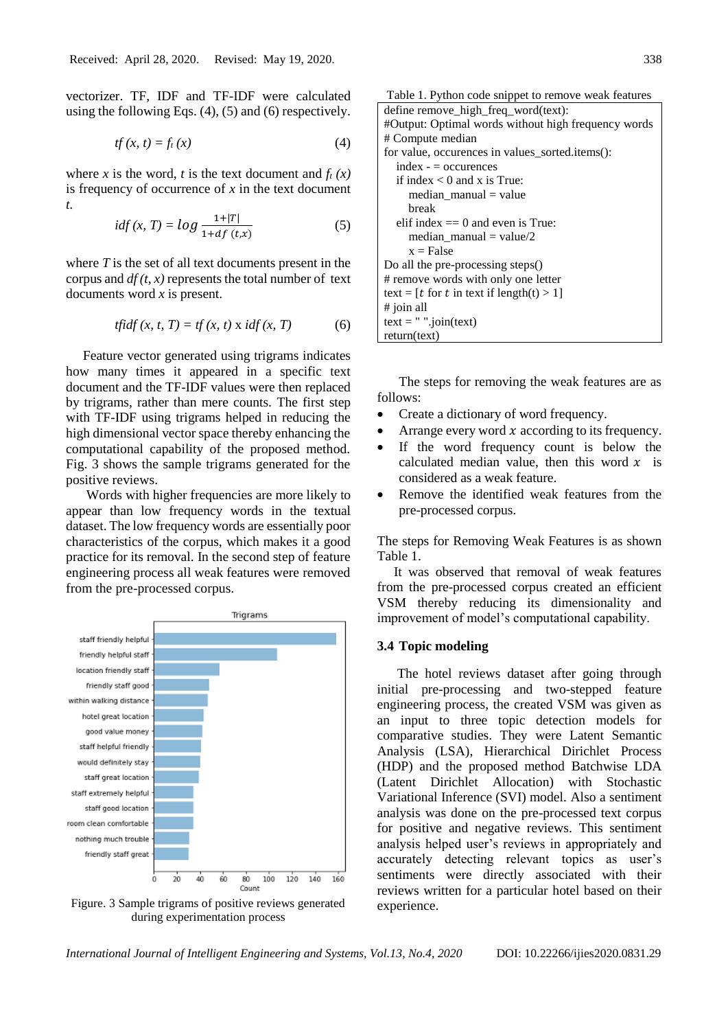vectorizer. TF, IDF and TF-IDF were calculated using the following Eqs. (4), (5) and (6) respectively.

$$tf(x, t) = f_t(x) \tag{4}$$

where $x$ is the word, $t$ is the text document and $f_t(x)$ is frequency of occurrence of $x$ in the text document $t$.

$$idf(x, T) = log \frac{1+|T|}{1+df(t,x)} \tag{5}$$

where $T$ is the set of all text documents present in the corpus and $df(t, x)$ represents the total number of text documents word $x$ is present.

$$tfidf(x, t, T) = tf(x, t) \text{ x } idf(x, T) \tag{6}$$

Feature vector generated using trigrams indicates how many times it appeared in a specific text document and the TF-IDF values were then replaced by trigrams, rather than mere counts. The first step with TF-IDF using trigrams helped in reducing the high dimensional vector space thereby enhancing the computational capability of the proposed method. Fig. 3 shows the sample trigrams generated for the positive reviews.

Words with higher frequencies are more likely to appear than low frequency words in the textual dataset. The low frequency words are essentially poor characteristics of the corpus, which makes it a good practice for its removal. In the second step of feature engineering process all weak features were removed from the pre-processed corpus.

Figure. 3 Sample trigrams of positive reviews generated during experimentation process

Table 1. Python code snippet to remove weak features

```
define remove_high_freq_word(text):
#Output: Optimal words without high frequency words
# Compute median
for value, occurences in values_sorted.items():
    index - = occurences
    if index < 0 and x is True:
        median_manual = value
        break
    elif index == 0 and even is True:
        median_manual = value/2
        x = False
Do all the pre-processing steps()
# remove words with only one letter
text = [t for t in text if length(t) > 1]
# join all
text = " ".join(text)
return(text)
```

The steps for removing the weak features are as follows:

- Create a dictionary of word frequency.
- Arrange every word $x$ according to its frequency.
- If the word frequency count is below the calculated median value, then this word $x$ is considered as a weak feature.
- Remove the identified weak features from the pre-processed corpus.

The steps for Removing Weak Features is as shown Table 1.

It was observed that removal of weak features from the pre-processed corpus created an efficient VSM thereby reducing its dimensionality and improvement of model's computational capability.

### 3.4 Topic modeling

The hotel reviews dataset after going through initial pre-processing and two-stepped feature engineering process, the created VSM was given as an input to three topic detection models for comparative studies. They were Latent Semantic Analysis (LSA), Hierarchical Dirichlet Process (HDP) and the proposed method Batchwise LDA (Latent Dirichlet Allocation) with Stochastic Variational Inference (SVI) model. Also a sentiment analysis was done on the pre-processed text corpus for positive and negative reviews. This sentiment analysis helped user's reviews in appropriately and accurately detecting relevant topics as user's sentiments were directly associated with their reviews written for a particular hotel based on their experience.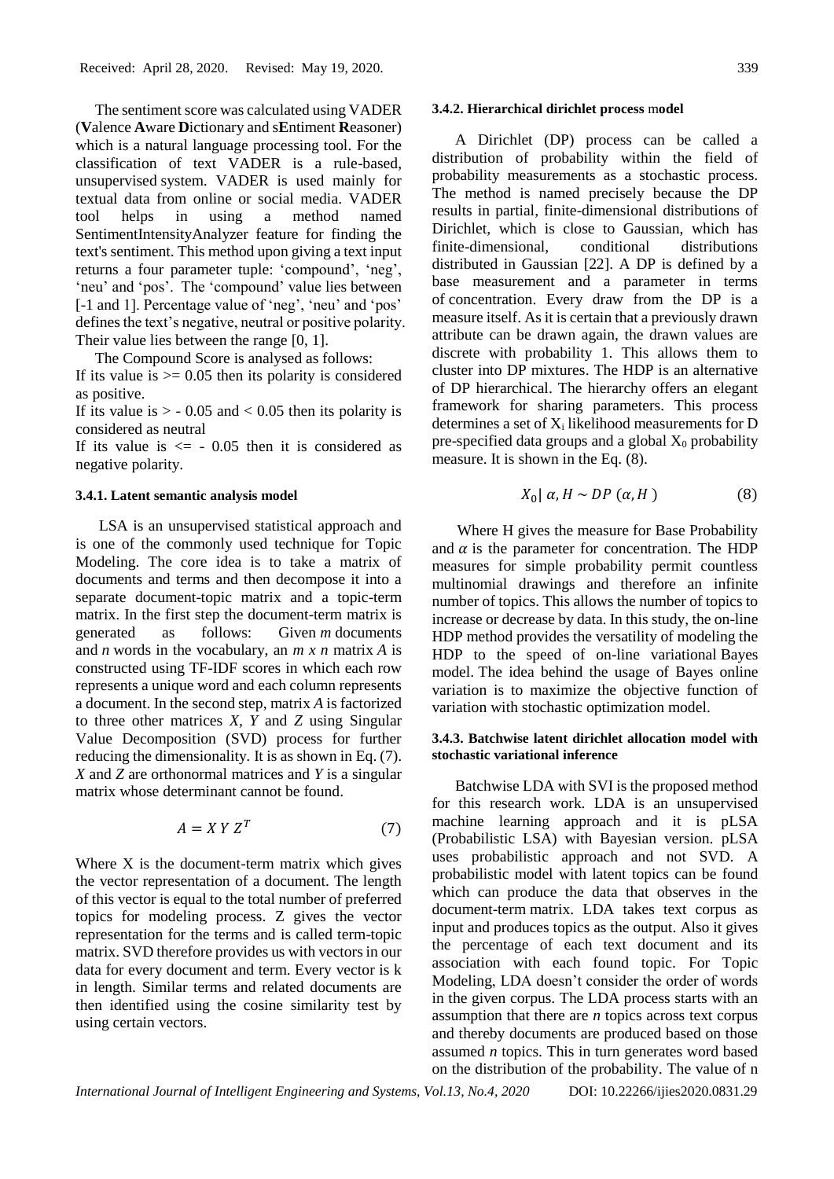The sentiment score was calculated using VADER (**V**alence **A**ware **D**ictionary and s**E**ntiment **R**easoner) which is a natural language processing tool. For the classification of text VADER is a rule-based, unsupervised system. VADER is used mainly for textual data from online or social media. VADER tool helps in using a method named SentimentIntensityAnalyzer feature for finding the text's sentiment. This method upon giving a text input returns a four parameter tuple: 'compound', 'neg', 'neu' and 'pos'. The 'compound' value lies between [-1 and 1]. Percentage value of 'neg', 'neu' and 'pos' defines the text's negative, neutral or positive polarity. Their value lies between the range [0, 1].

The Compound Score is analysed as follows:

If its value is >= 0.05 then its polarity is considered as positive.

If its value is > - 0.05 and < 0.05 then its polarity is considered as neutral

If its value is <= - 0.05 then it is considered as negative polarity.

#### 3.4.1. Latent semantic analysis model

LSA is an unsupervised statistical approach and is one of the commonly used technique for Topic Modeling. The core idea is to take a matrix of documents and terms and then decompose it into a separate document-topic matrix and a topic-term matrix. In the first step the document-term matrix is generated as follows: Given *m* documents and *n* words in the vocabulary, an *m x n* matrix *A* is constructed using TF-IDF scores in which each row represents a unique word and each column represents a document. In the second step, matrix *A* is factorized to three other matrices *X*, *Y* and *Z* using Singular Value Decomposition (SVD) process for further reducing the dimensionality. It is as shown in Eq. (7). *X* and *Z* are orthonormal matrices and *Y* is a singular matrix whose determinant cannot be found.

$$A = X\,Y\,Z^T \tag{7}$$

Where X is the document-term matrix which gives the vector representation of a document. The length of this vector is equal to the total number of preferred topics for modeling process. Z gives the vector representation for the terms and is called term-topic matrix. SVD therefore provides us with vectors in our data for every document and term. Every vector is k in length. Similar terms and related documents are then identified using the cosine similarity test by using certain vectors.

#### 3.4.2. Hierarchical dirichlet process model

A Dirichlet (DP) process can be called a distribution of probability within the field of probability measurements as a stochastic process. The method is named precisely because the DP results in partial, finite-dimensional distributions of Dirichlet, which is close to Gaussian, which has finite-dimensional, conditional distributions distributed in Gaussian [22]. A DP is defined by a base measurement and a parameter in terms of concentration. Every draw from the DP is a measure itself. As it is certain that a previously drawn attribute can be drawn again, the drawn values are discrete with probability 1. This allows them to cluster into DP mixtures. The HDP is an alternative of DP hierarchical. The hierarchy offers an elegant framework for sharing parameters. This process determines a set of $X_i$ likelihood measurements for D pre-specified data groups and a global $X_0$ probability measure. It is shown in the Eq. (8).

$$X_0 |\ \alpha, H \sim DP\ (\alpha, H\ ) \tag{8}$$

Where H gives the measure for Base Probability and $\alpha$ is the parameter for concentration. The HDP measures for simple probability permit countless multinomial drawings and therefore an infinite number of topics. This allows the number of topics to increase or decrease by data. In this study, the on-line HDP method provides the versatility of modeling the HDP to the speed of on-line variational Bayes model. The idea behind the usage of Bayes online variation is to maximize the objective function of variation with stochastic optimization model.

#### 3.4.3. Batchwise latent dirichlet allocation model with stochastic variational inference

Batchwise LDA with SVI is the proposed method for this research work. LDA is an unsupervised machine learning approach and it is pLSA (Probabilistic LSA) with Bayesian version. pLSA uses probabilistic approach and not SVD. A probabilistic model with latent topics can be found which can produce the data that observes in the document-term matrix. LDA takes text corpus as input and produces topics as the output. Also it gives the percentage of each text document and its association with each found topic. For Topic Modeling, LDA doesn't consider the order of words in the given corpus. The LDA process starts with an assumption that there are *n* topics across text corpus and thereby documents are produced based on those assumed *n* topics. This in turn generates word based on the distribution of the probability. The value of n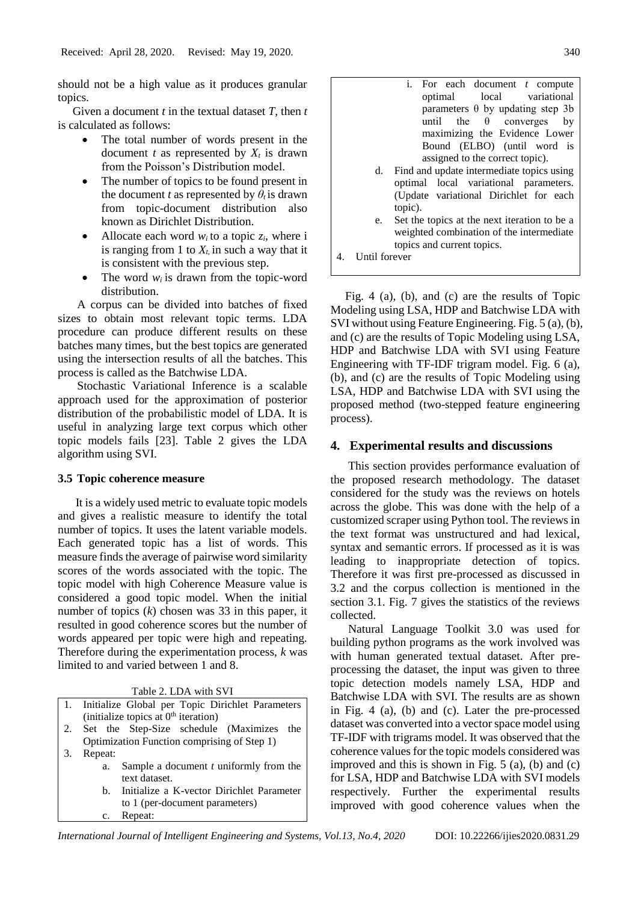should not be a high value as it produces granular topics.

Given a document $t$ in the textual dataset $T$, then $t$ is calculated as follows:

- The total number of words present in the document $t$ as represented by $X_t$ is drawn from the Poisson's Distribution model.
- The number of topics to be found present in the document $t$ as represented by $\theta_t$ is drawn from topic-document distribution also known as Dirichlet Distribution.
- Allocate each word $w_i$ to a topic $z_i$, where i is ranging from 1 to $X_t$, in such a way that it is consistent with the previous step.
- The word $w_i$ is drawn from the topic-word distribution.

A corpus can be divided into batches of fixed sizes to obtain most relevant topic terms. LDA procedure can produce different results on these batches many times, but the best topics are generated using the intersection results of all the batches. This process is called as the Batchwise LDA.

Stochastic Variational Inference is a scalable approach used for the approximation of posterior distribution of the probabilistic model of LDA. It is useful in analyzing large text corpus which other topic models fails [23]. Table 2 gives the LDA algorithm using SVI.

### 3.5 Topic coherence measure

It is a widely used metric to evaluate topic models and gives a realistic measure to identify the total number of topics. It uses the latent variable models. Each generated topic has a list of words. This measure finds the average of pairwise word similarity scores of the words associated with the topic. The topic model with high Coherence Measure value is considered a good topic model. When the initial number of topics ($k$) chosen was 33 in this paper, it resulted in good coherence scores but the number of words appeared per topic were high and repeating. Therefore during the experimentation process, $k$ was limited to and varied between 1 and 8.

Table 2. LDA with SVI

1. Initialize Global per Topic Dirichlet Parameters (initialize topics at $0^{th}$ iteration)
2. Set the Step-Size schedule (Maximizes the Optimization Function comprising of Step 1)
3. Repeat:
   a. Sample a document $t$ uniformly from the text dataset.
   b. Initialize a K-vector Dirichlet Parameter to 1 (per-document parameters)
   c. Repeat:
      i. For each document $t$ compute optimal local variational parameters θ by updating step 3b until the θ converges by maximizing the Evidence Lower Bound (ELBO) (until word is assigned to the correct topic).
   d. Find and update intermediate topics using optimal local variational parameters. (Update variational Dirichlet for each topic).
   e. Set the topics at the next iteration to be a weighted combination of the intermediate topics and current topics.
4. Until forever

Fig. 4 (a), (b), and (c) are the results of Topic Modeling using LSA, HDP and Batchwise LDA with SVI without using Feature Engineering. Fig. 5 (a), (b), and (c) are the results of Topic Modeling using LSA, HDP and Batchwise LDA with SVI using Feature Engineering with TF-IDF trigram model. Fig. 6 (a), (b), and (c) are the results of Topic Modeling using LSA, HDP and Batchwise LDA with SVI using the proposed method (two-stepped feature engineering process).

## 4. Experimental results and discussions

This section provides performance evaluation of the proposed research methodology. The dataset considered for the study was the reviews on hotels across the globe. This was done with the help of a customized scraper using Python tool. The reviews in the text format was unstructured and had lexical, syntax and semantic errors. If processed as it is was leading to inappropriate detection of topics. Therefore it was first pre-processed as discussed in 3.2 and the corpus collection is mentioned in the section 3.1. Fig. 7 gives the statistics of the reviews collected.

Natural Language Toolkit 3.0 was used for building python programs as the work involved was with human generated textual dataset. After pre-processing the dataset, the input was given to three topic detection models namely LSA, HDP and Batchwise LDA with SVI. The results are as shown in Fig. 4 (a), (b) and (c). Later the pre-processed dataset was converted into a vector space model using TF-IDF with trigrams model. It was observed that the coherence values for the topic models considered was improved and this is shown in Fig. 5 (a), (b) and (c) for LSA, HDP and Batchwise LDA with SVI models respectively. Further the experimental results improved with good coherence values when the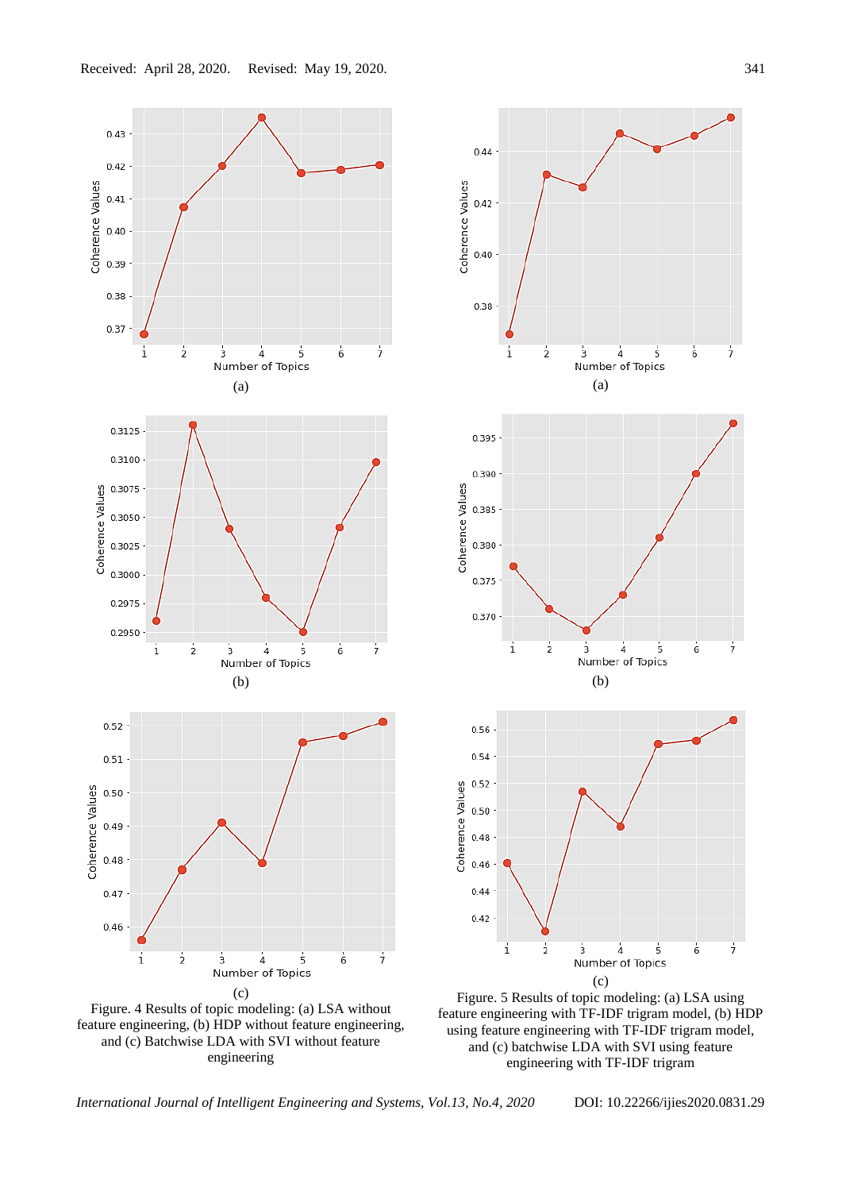(a)

(b)

(c)

Figure. 4 Results of topic modeling: (a) LSA without feature engineering, (b) HDP without feature engineering, and (c) Batchwise LDA with SVI without feature engineering

(a)

(b)

(c)

Figure. 5 Results of topic modeling: (a) LSA using feature engineering with TF-IDF trigram model, (b) HDP using feature engineering with TF-IDF trigram model, and (c) batchwise LDA with SVI using feature engineering with TF-IDF trigram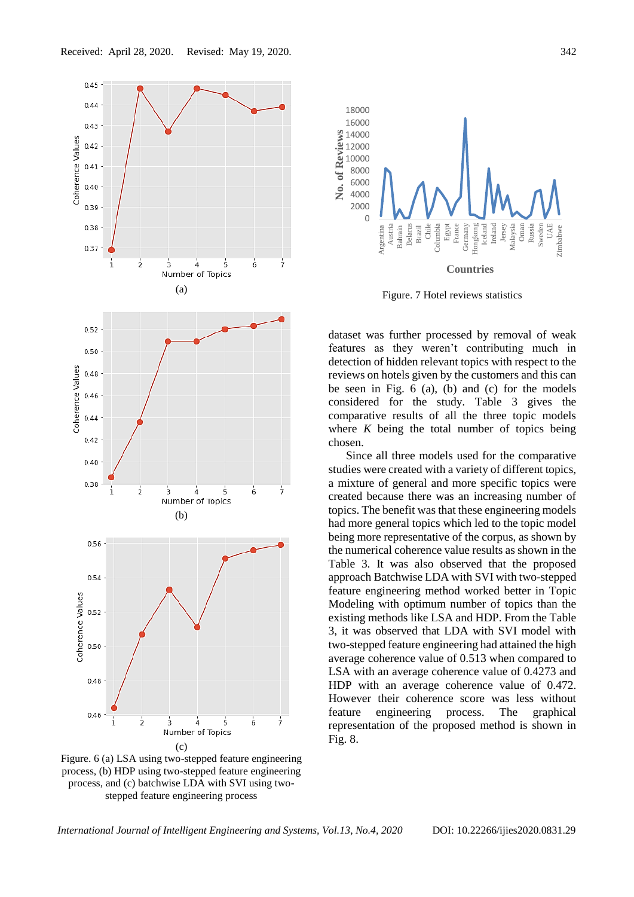Figure. 6 (a) LSA using two-stepped feature engineering process, (b) HDP using two-stepped feature engineering process, and (c) batchwise LDA with SVI using two-stepped feature engineering process

Figure. 7 Hotel reviews statistics

dataset was further processed by removal of weak features as they weren't contributing much in detection of hidden relevant topics with respect to the reviews on hotels given by the customers and this can be seen in Fig. 6 (a), (b) and (c) for the models considered for the study. Table 3 gives the comparative results of all the three topic models where $K$ being the total number of topics being chosen.

Since all three models used for the comparative studies were created with a variety of different topics, a mixture of general and more specific topics were created because there was an increasing number of topics. The benefit was that these engineering models had more general topics which led to the topic model being more representative of the corpus, as shown by the numerical coherence value results as shown in the Table 3. It was also observed that the proposed approach Batchwise LDA with SVI with two-stepped feature engineering method worked better in Topic Modeling with optimum number of topics than the existing methods like LSA and HDP. From the Table 3, it was observed that LDA with SVI model with two-stepped feature engineering had attained the high average coherence value of 0.513 when compared to LSA with an average coherence value of 0.4273 and HDP with an average coherence value of 0.472. However their coherence score was less without feature engineering process. The graphical representation of the proposed method is shown in Fig. 8.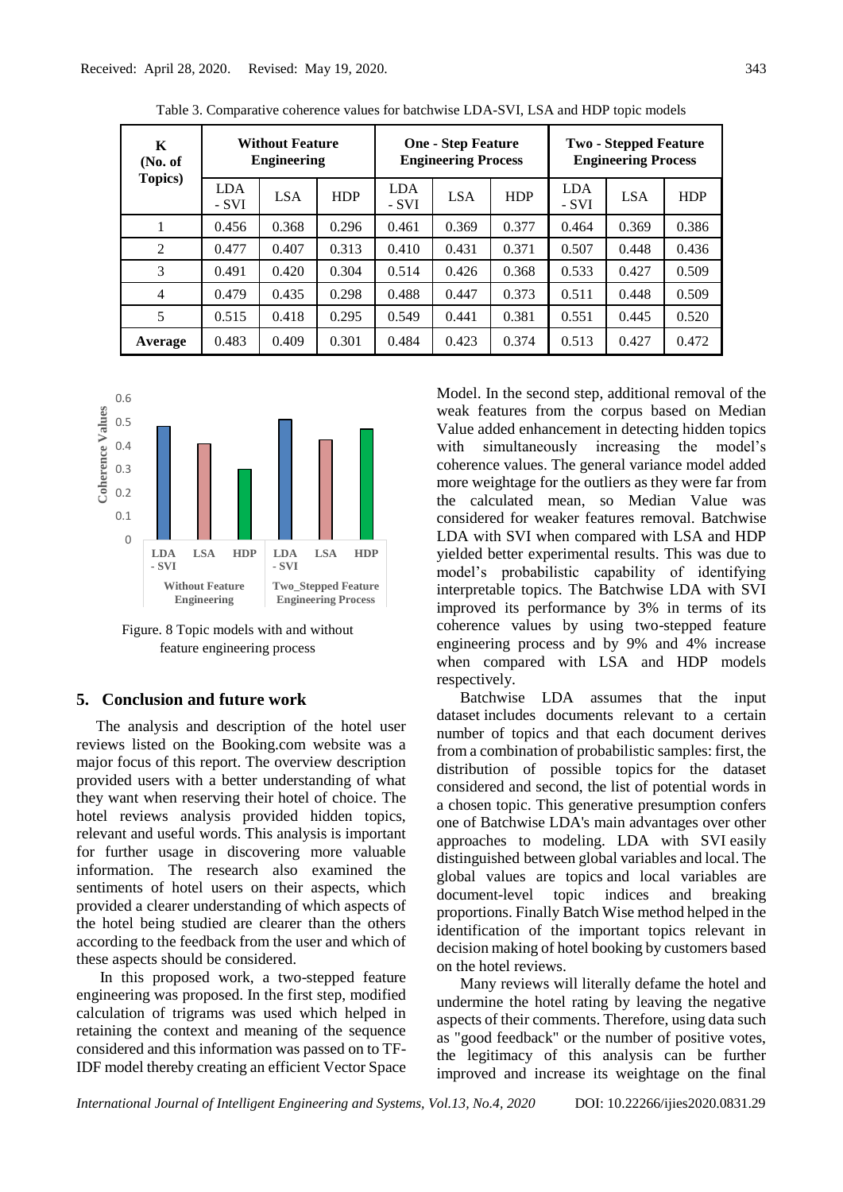Table 3. Comparative coherence values for batchwise LDA-SVI, LSA and HDP topic models

| K (No. of Topics) | Without Feature Engineering | | | One - Step Feature Engineering Process | | | Two - Stepped Feature Engineering Process | | |
|---|---|---|---|---|---|---|---|---|---|
| | LDA - SVI | LSA | HDP | LDA - SVI | LSA | HDP | LDA - SVI | LSA | HDP |
| 1 | 0.456 | 0.368 | 0.296 | 0.461 | 0.369 | 0.377 | 0.464 | 0.369 | 0.386 |
| 2 | 0.477 | 0.407 | 0.313 | 0.410 | 0.431 | 0.371 | 0.507 | 0.448 | 0.436 |
| 3 | 0.491 | 0.420 | 0.304 | 0.514 | 0.426 | 0.368 | 0.533 | 0.427 | 0.509 |
| 4 | 0.479 | 0.435 | 0.298 | 0.488 | 0.447 | 0.373 | 0.511 | 0.448 | 0.509 |
| 5 | 0.515 | 0.418 | 0.295 | 0.549 | 0.441 | 0.381 | 0.551 | 0.445 | 0.520 |
| **Average** | 0.483 | 0.409 | 0.301 | 0.484 | 0.423 | 0.374 | 0.513 | 0.427 | 0.472 |

Figure. 8 Topic models with and without feature engineering process

## 5. Conclusion and future work

The analysis and description of the hotel user reviews listed on the Booking.com website was a major focus of this report. The overview description provided users with a better understanding of what they want when reserving their hotel of choice. The hotel reviews analysis provided hidden topics, relevant and useful words. This analysis is important for further usage in discovering more valuable information. The research also examined the sentiments of hotel users on their aspects, which provided a clearer understanding of which aspects of the hotel being studied are clearer than the others according to the feedback from the user and which of these aspects should be considered.

In this proposed work, a two-stepped feature engineering was proposed. In the first step, modified calculation of trigrams was used which helped in retaining the context and meaning of the sequence considered and this information was passed on to TF-IDF model thereby creating an efficient Vector Space Model. In the second step, additional removal of the weak features from the corpus based on Median Value added enhancement in detecting hidden topics with simultaneously increasing the model's coherence values. The general variance model added more weightage for the outliers as they were far from the calculated mean, so Median Value was considered for weaker features removal. Batchwise LDA with SVI when compared with LSA and HDP yielded better experimental results. This was due to model's probabilistic capability of identifying interpretable topics. The Batchwise LDA with SVI improved its performance by 3% in terms of its coherence values by using two-stepped feature engineering process and by 9% and 4% increase when compared with LSA and HDP models respectively.

Batchwise LDA assumes that the input dataset includes documents relevant to a certain number of topics and that each document derives from a combination of probabilistic samples: first, the distribution of possible topics for the dataset considered and second, the list of potential words in a chosen topic. This generative presumption confers one of Batchwise LDA's main advantages over other approaches to modeling. LDA with SVI easily distinguished between global variables and local. The global values are topics and local variables are document-level topic indices and breaking proportions. Finally Batch Wise method helped in the identification of the important topics relevant in decision making of hotel booking by customers based on the hotel reviews.

Many reviews will literally defame the hotel and undermine the hotel rating by leaving the negative aspects of their comments. Therefore, using data such as "good feedback" or the number of positive votes, the legitimacy of this analysis can be further improved and increase its weightage on the final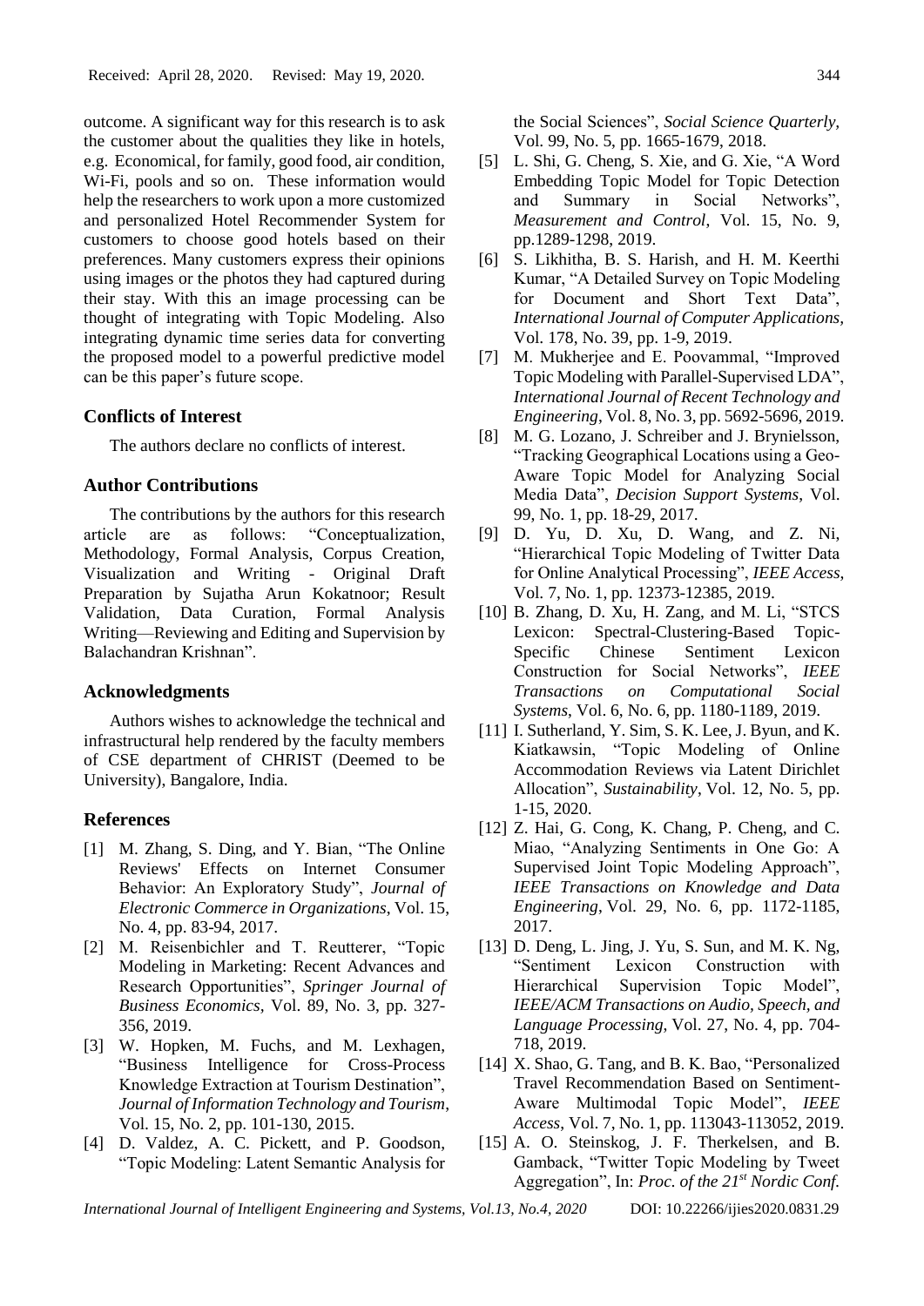outcome. A significant way for this research is to ask the customer about the qualities they like in hotels, e.g. Economical, for family, good food, air condition, Wi-Fi, pools and so on. These information would help the researchers to work upon a more customized and personalized Hotel Recommender System for customers to choose good hotels based on their preferences. Many customers express their opinions using images or the photos they had captured during their stay. With this an image processing can be thought of integrating with Topic Modeling. Also integrating dynamic time series data for converting the proposed model to a powerful predictive model can be this paper's future scope.

## Conflicts of Interest

The authors declare no conflicts of interest.

## Author Contributions

The contributions by the authors for this research article are as follows: "Conceptualization, Methodology, Formal Analysis, Corpus Creation, Visualization and Writing - Original Draft Preparation by Sujatha Arun Kokatnoor; Result Validation, Data Curation, Formal Analysis Writing—Reviewing and Editing and Supervision by Balachandran Krishnan".

## Acknowledgments

Authors wishes to acknowledge the technical and infrastructural help rendered by the faculty members of CSE department of CHRIST (Deemed to be University), Bangalore, India.

## References

[1] M. Zhang, S. Ding, and Y. Bian, "The Online Reviews' Effects on Internet Consumer Behavior: An Exploratory Study", *Journal of Electronic Commerce in Organizations*, Vol. 15, No. 4, pp. 83-94, 2017.

[2] M. Reisenbichler and T. Reutterer, "Topic Modeling in Marketing: Recent Advances and Research Opportunities", *Springer Journal of Business Economics*, Vol. 89, No. 3, pp. 327-356, 2019.

[3] W. Hopken, M. Fuchs, and M. Lexhagen, "Business Intelligence for Cross-Process Knowledge Extraction at Tourism Destination", *Journal of Information Technology and Tourism*, Vol. 15, No. 2, pp. 101-130, 2015.

[4] D. Valdez, A. C. Pickett, and P. Goodson, "Topic Modeling: Latent Semantic Analysis for the Social Sciences", *Social Science Quarterly*, Vol. 99, No. 5, pp. 1665-1679, 2018.

[5] L. Shi, G. Cheng, S. Xie, and G. Xie, "A Word Embedding Topic Model for Topic Detection and Summary in Social Networks", *Measurement and Control*, Vol. 15, No. 9, pp.1289-1298, 2019.

[6] S. Likhitha, B. S. Harish, and H. M. Keerthi Kumar, "A Detailed Survey on Topic Modeling for Document and Short Text Data", *International Journal of Computer Applications*, Vol. 178, No. 39, pp. 1-9, 2019.

[7] M. Mukherjee and E. Poovammal, "Improved Topic Modeling with Parallel-Supervised LDA", *International Journal of Recent Technology and Engineering*, Vol. 8, No. 3, pp. 5692-5696, 2019.

[8] M. G. Lozano, J. Schreiber and J. Brynielsson, "Tracking Geographical Locations using a Geo-Aware Topic Model for Analyzing Social Media Data", *Decision Support Systems*, Vol. 99, No. 1, pp. 18-29, 2017.

[9] D. Yu, D. Xu, D. Wang, and Z. Ni, "Hierarchical Topic Modeling of Twitter Data for Online Analytical Processing", *IEEE Access*, Vol. 7, No. 1, pp. 12373-12385, 2019.

[10] B. Zhang, D. Xu, H. Zang, and M. Li, "STCS Lexicon: Spectral-Clustering-Based Topic-Specific Chinese Sentiment Lexicon Construction for Social Networks", *IEEE Transactions on Computational Social Systems*, Vol. 6, No. 6, pp. 1180-1189, 2019.

[11] I. Sutherland, Y. Sim, S. K. Lee, J. Byun, and K. Kiatkawsin, "Topic Modeling of Online Accommodation Reviews via Latent Dirichlet Allocation", *Sustainability*, Vol. 12, No. 5, pp. 1-15, 2020.

[12] Z. Hai, G. Cong, K. Chang, P. Cheng, and C. Miao, "Analyzing Sentiments in One Go: A Supervised Joint Topic Modeling Approach", *IEEE Transactions on Knowledge and Data Engineering*, Vol. 29, No. 6, pp. 1172-1185, 2017.

[13] D. Deng, L. Jing, J. Yu, S. Sun, and M. K. Ng, "Sentiment Lexicon Construction with Hierarchical Supervision Topic Model", *IEEE/ACM Transactions on Audio, Speech, and Language Processing*, Vol. 27, No. 4, pp. 704-718, 2019.

[14] X. Shao, G. Tang, and B. K. Bao, "Personalized Travel Recommendation Based on Sentiment-Aware Multimodal Topic Model", *IEEE Access*, Vol. 7, No. 1, pp. 113043-113052, 2019.

[15] A. O. Steinskog, J. F. Therkelsen, and B. Gamback, "Twitter Topic Modeling by Tweet Aggregation", In: *Proc. of the 21st Nordic Conf.*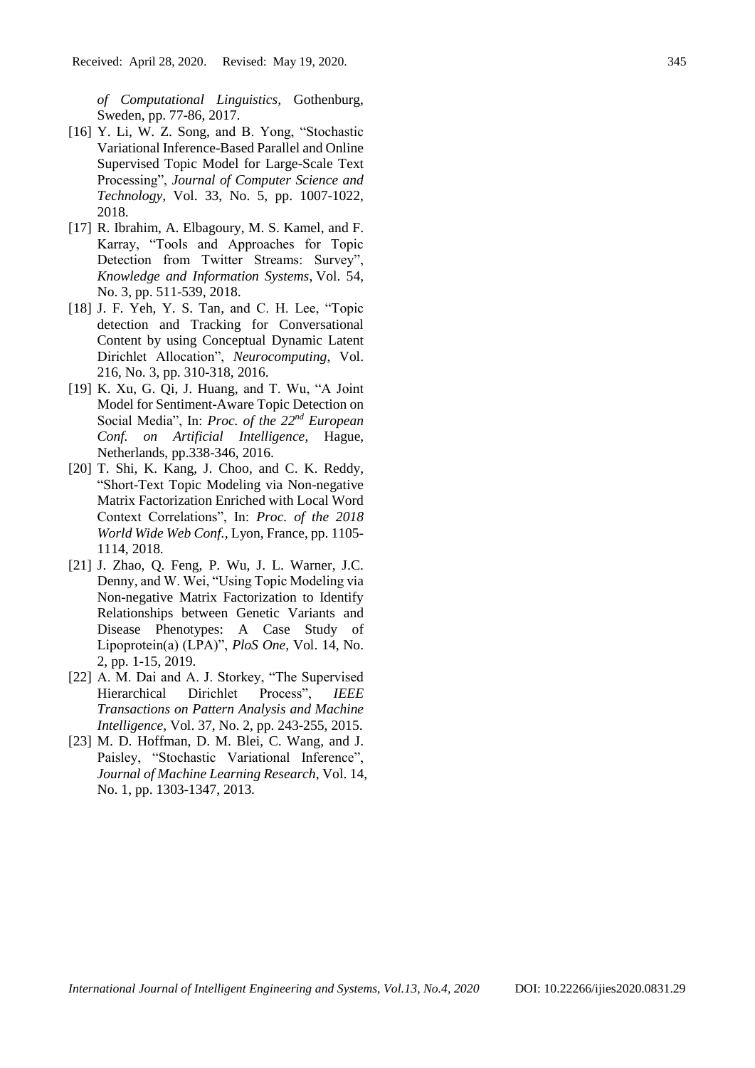*of Computational Linguistics*, Gothenburg, Sweden, pp. 77-86, 2017.

[16] Y. Li, W. Z. Song, and B. Yong, "Stochastic Variational Inference-Based Parallel and Online Supervised Topic Model for Large-Scale Text Processing", *Journal of Computer Science and Technology*, Vol. 33, No. 5, pp. 1007-1022, 2018.

[17] R. Ibrahim, A. Elbagoury, M. S. Kamel, and F. Karray, "Tools and Approaches for Topic Detection from Twitter Streams: Survey", *Knowledge and Information Systems*, Vol. 54, No. 3, pp. 511-539, 2018.

[18] J. F. Yeh, Y. S. Tan, and C. H. Lee, "Topic detection and Tracking for Conversational Content by using Conceptual Dynamic Latent Dirichlet Allocation", *Neurocomputing*, Vol. 216, No. 3, pp. 310-318, 2016.

[19] K. Xu, G. Qi, J. Huang, and T. Wu, "A Joint Model for Sentiment-Aware Topic Detection on Social Media", In: *Proc. of the 22nd European Conf. on Artificial Intelligence*, Hague, Netherlands, pp.338-346, 2016.

[20] T. Shi, K. Kang, J. Choo, and C. K. Reddy, "Short-Text Topic Modeling via Non-negative Matrix Factorization Enriched with Local Word Context Correlations", In: *Proc. of the 2018 World Wide Web Conf.*, Lyon, France, pp. 1105-1114, 2018.

[21] J. Zhao, Q. Feng, P. Wu, J. L. Warner, J.C. Denny, and W. Wei, "Using Topic Modeling via Non-negative Matrix Factorization to Identify Relationships between Genetic Variants and Disease Phenotypes: A Case Study of Lipoprotein(a) (LPA)", *PloS One*, Vol. 14, No. 2, pp. 1-15, 2019.

[22] A. M. Dai and A. J. Storkey, "The Supervised Hierarchical Dirichlet Process", *IEEE Transactions on Pattern Analysis and Machine Intelligence*, Vol. 37, No. 2, pp. 243-255, 2015.

[23] M. D. Hoffman, D. M. Blei, C. Wang, and J. Paisley, "Stochastic Variational Inference", *Journal of Machine Learning Research*, Vol. 14, No. 1, pp. 1303-1347, 2013.